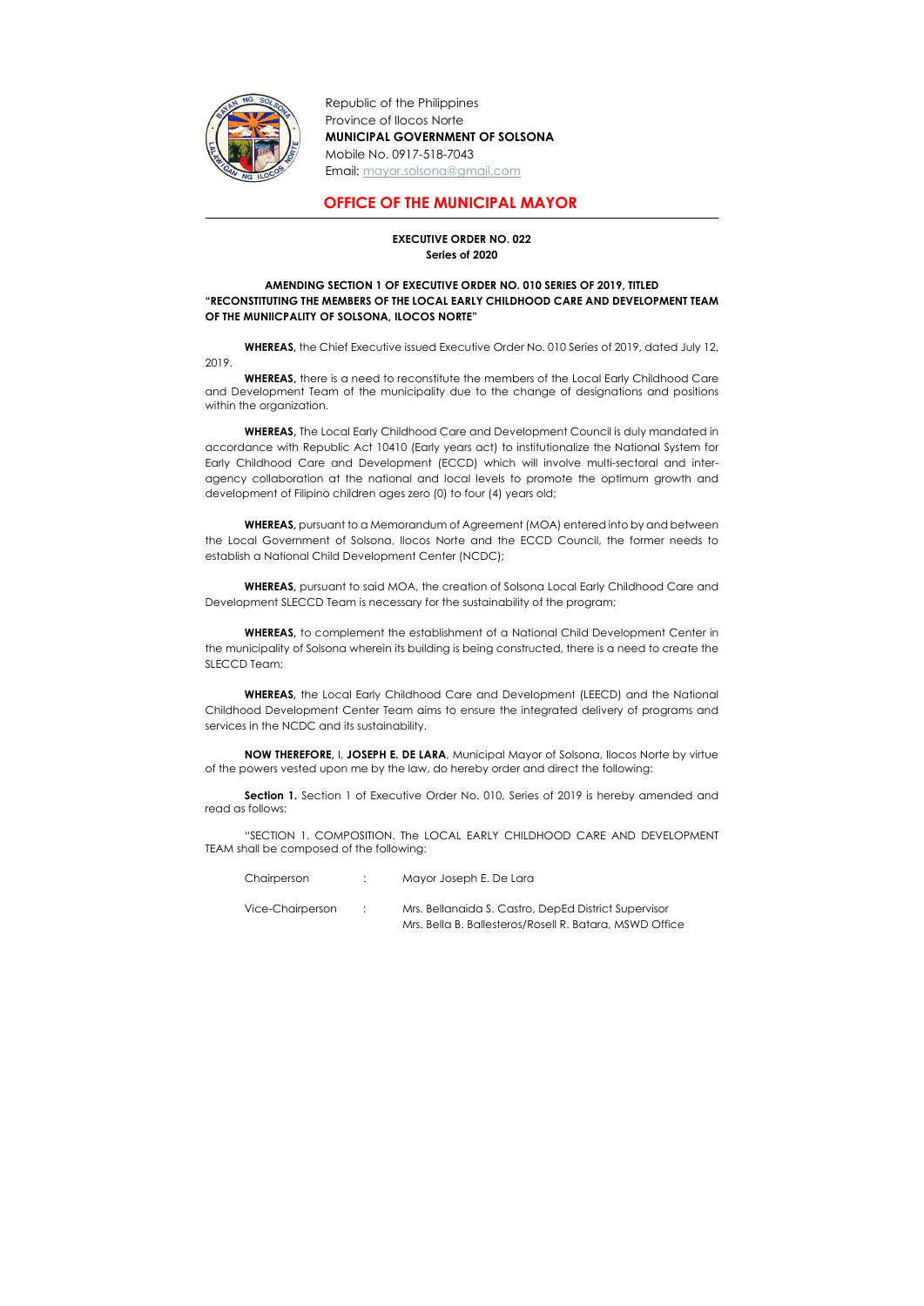Republic of the Philippines
Province of Ilocos Norte
**MUNICIPAL GOVERNMENT OF SOLSONA**
Mobile No. 0917-518-7043
Email: mayor.solsona@gmail.com

## OFFICE OF THE MUNICIPAL MAYOR

**EXECUTIVE ORDER NO. 022**
**Series of 2020**

**AMENDING SECTION 1 OF EXECUTIVE ORDER NO. 010 SERIES OF 2019, TITLED "RECONSTITUTING THE MEMBERS OF THE LOCAL EARLY CHILDHOOD CARE AND DEVELOPMENT TEAM OF THE MUNIICPALITY OF SOLSONA, ILOCOS NORTE"**

**WHEREAS,** the Chief Executive issued Executive Order No. 010 Series of 2019, dated July 12, 2019.

**WHEREAS,** there is a need to reconstitute the members of the Local Early Childhood Care and Development Team of the municipality due to the change of designations and positions within the organization.

**WHEREAS,** The Local Early Childhood Care and Development Council is duly mandated in accordance with Republic Act 10410 (Early years act) to institutionalize the National System for Early Childhood Care and Development (ECCD) which will involve multi-sectoral and inter-agency collaboration at the national and local levels to promote the optimum growth and development of Filipino children ages zero (0) to four (4) years old;

**WHEREAS,** pursuant to a Memorandum of Agreement (MOA) entered into by and between the Local Government of Solsona, Ilocos Norte and the ECCD Council, the former needs to establish a National Child Development Center (NCDC);

**WHEREAS,** pursuant to said MOA, the creation of Solsona Local Early Childhood Care and Development SLECCD Team is necessary for the sustainability of the program;

**WHEREAS,** to complement the establishment of a National Child Development Center in the municipality of Solsona wherein its building is being constructed, there is a need to create the SLECCD Team;

**WHEREAS,** the Local Early Childhood Care and Development (LEECD) and the National Childhood Development Center Team aims to ensure the integrated delivery of programs and services in the NCDC and its sustainability.

**NOW THEREFORE,** I, **JOSEPH E. DE LARA**, Municipal Mayor of Solsona, Ilocos Norte by virtue of the powers vested upon me by the law, do hereby order and direct the following:

**Section 1.** Section 1 of Executive Order No. 010, Series of 2019 is hereby amended and read as follows:

"SECTION 1. COMPOSITION. The LOCAL EARLY CHILDHOOD CARE AND DEVELOPMENT TEAM shall be composed of the following:

| | | |
|---|---|---|
| Chairperson | : | Mayor Joseph E. De Lara |
| Vice-Chairperson | : | Mrs. Bellanaida S. Castro, DepEd District Supervisor<br>Mrs. Bella B. Ballesteros/Rosell R. Batara, MSWD Office |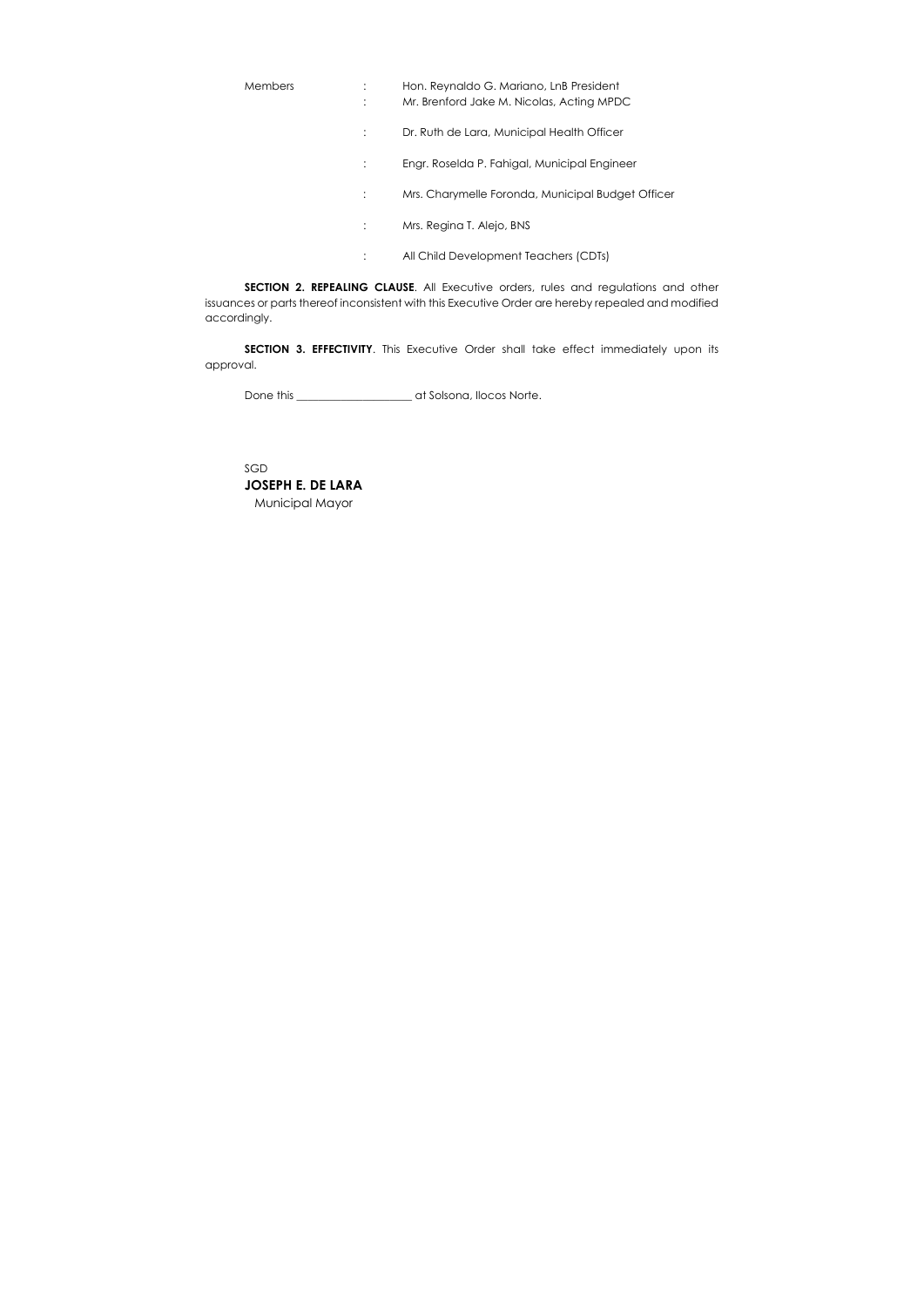| | | |
|---|---|---|
| Members | : | Hon. Reynaldo G. Mariano, LnB President |
| | : | Mr. Brenford Jake M. Nicolas, Acting MPDC |
| | : | Dr. Ruth de Lara, Municipal Health Officer |
| | : | Engr. Roselda P. Fahigal, Municipal Engineer |
| | : | Mrs. Charymelle Foronda, Municipal Budget Officer |
| | : | Mrs. Regina T. Alejo, BNS |
| | : | All Child Development Teachers (CDTs) |

**SECTION 2. REPEALING CLAUSE**. All Executive orders, rules and regulations and other issuances or parts thereof inconsistent with this Executive Order are hereby repealed and modified accordingly.

**SECTION 3. EFFECTIVITY**. This Executive Order shall take effect immediately upon its approval.

Done this ____________________ at Solsona, Ilocos Norte.

SGD
**JOSEPH E. DE LARA**
Municipal Mayor